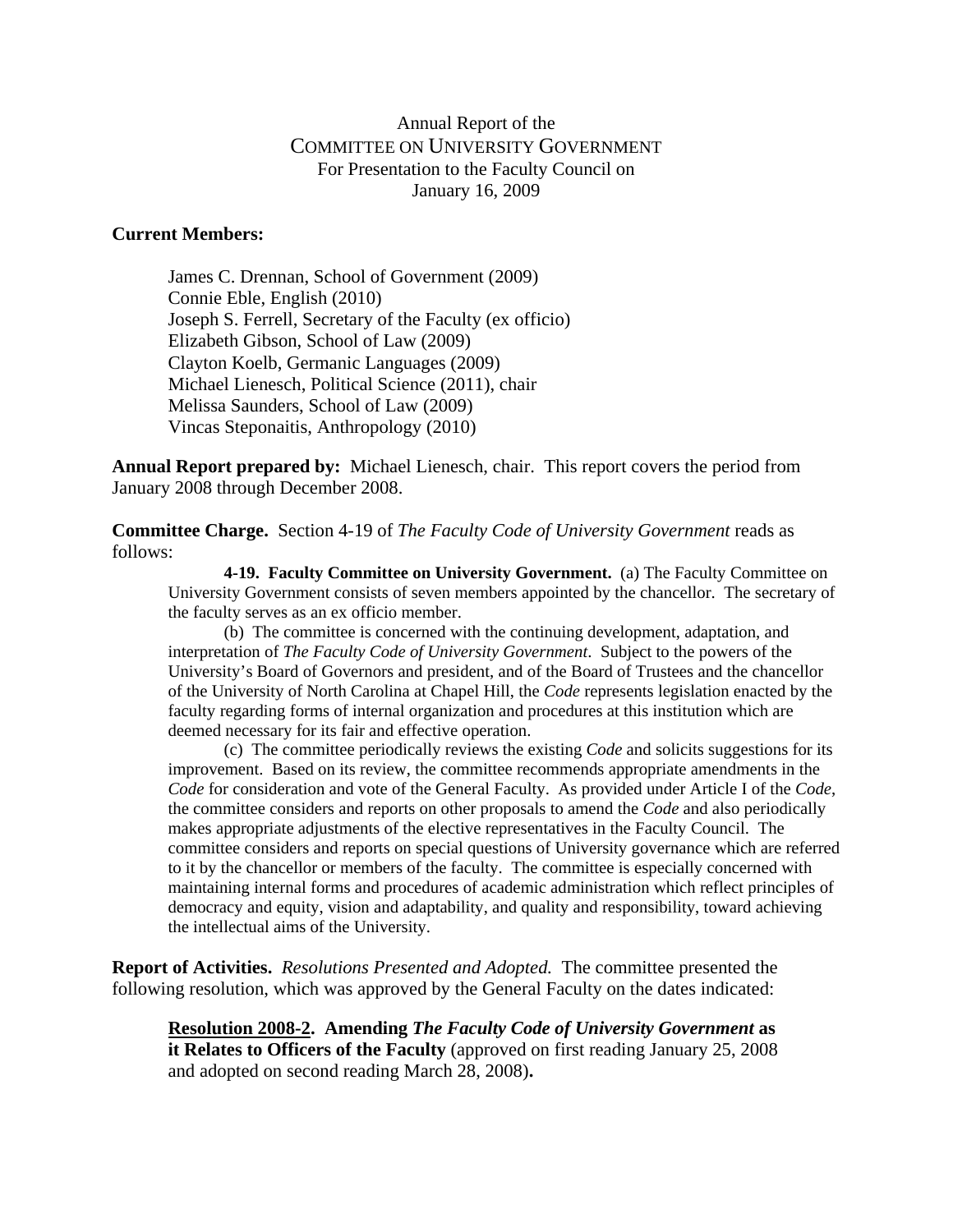Annual Report of the
COMMITTEE ON UNIVERSITY GOVERNMENT
For Presentation to the Faculty Council on
January 16, 2009

**Current Members:**

James C. Drennan, School of Government (2009)
Connie Eble, English (2010)
Joseph S. Ferrell, Secretary of the Faculty (ex officio)
Elizabeth Gibson, School of Law (2009)
Clayton Koelb, Germanic Languages (2009)
Michael Lienesch, Political Science (2011), chair
Melissa Saunders, School of Law (2009)
Vincas Steponaitis, Anthropology (2010)

**Annual Report prepared by:** Michael Lienesch, chair. This report covers the period from January 2008 through December 2008.

**Committee Charge.** Section 4-19 of *The Faculty Code of University Government* reads as follows:

> **4-19. Faculty Committee on University Government.** (a) The Faculty Committee on University Government consists of seven members appointed by the chancellor. The secretary of the faculty serves as an ex officio member.
>
> (b) The committee is concerned with the continuing development, adaptation, and interpretation of *The Faculty Code of University Government*. Subject to the powers of the University's Board of Governors and president, and of the Board of Trustees and the chancellor of the University of North Carolina at Chapel Hill, the *Code* represents legislation enacted by the faculty regarding forms of internal organization and procedures at this institution which are deemed necessary for its fair and effective operation.
>
> (c) The committee periodically reviews the existing *Code* and solicits suggestions for its improvement. Based on its review, the committee recommends appropriate amendments in the *Code* for consideration and vote of the General Faculty. As provided under Article I of the *Code*, the committee considers and reports on other proposals to amend the *Code* and also periodically makes appropriate adjustments of the elective representatives in the Faculty Council. The committee considers and reports on special questions of University governance which are referred to it by the chancellor or members of the faculty. The committee is especially concerned with maintaining internal forms and procedures of academic administration which reflect principles of democracy and equity, vision and adaptability, and quality and responsibility, toward achieving the intellectual aims of the University.

**Report of Activities.** *Resolutions Presented and Adopted.* The committee presented the following resolution, which was approved by the General Faculty on the dates indicated:

**Resolution 2008-2. Amending *The Faculty Code of University Government* as it Relates to Officers of the Faculty** (approved on first reading January 25, 2008 and adopted on second reading March 28, 2008)**.**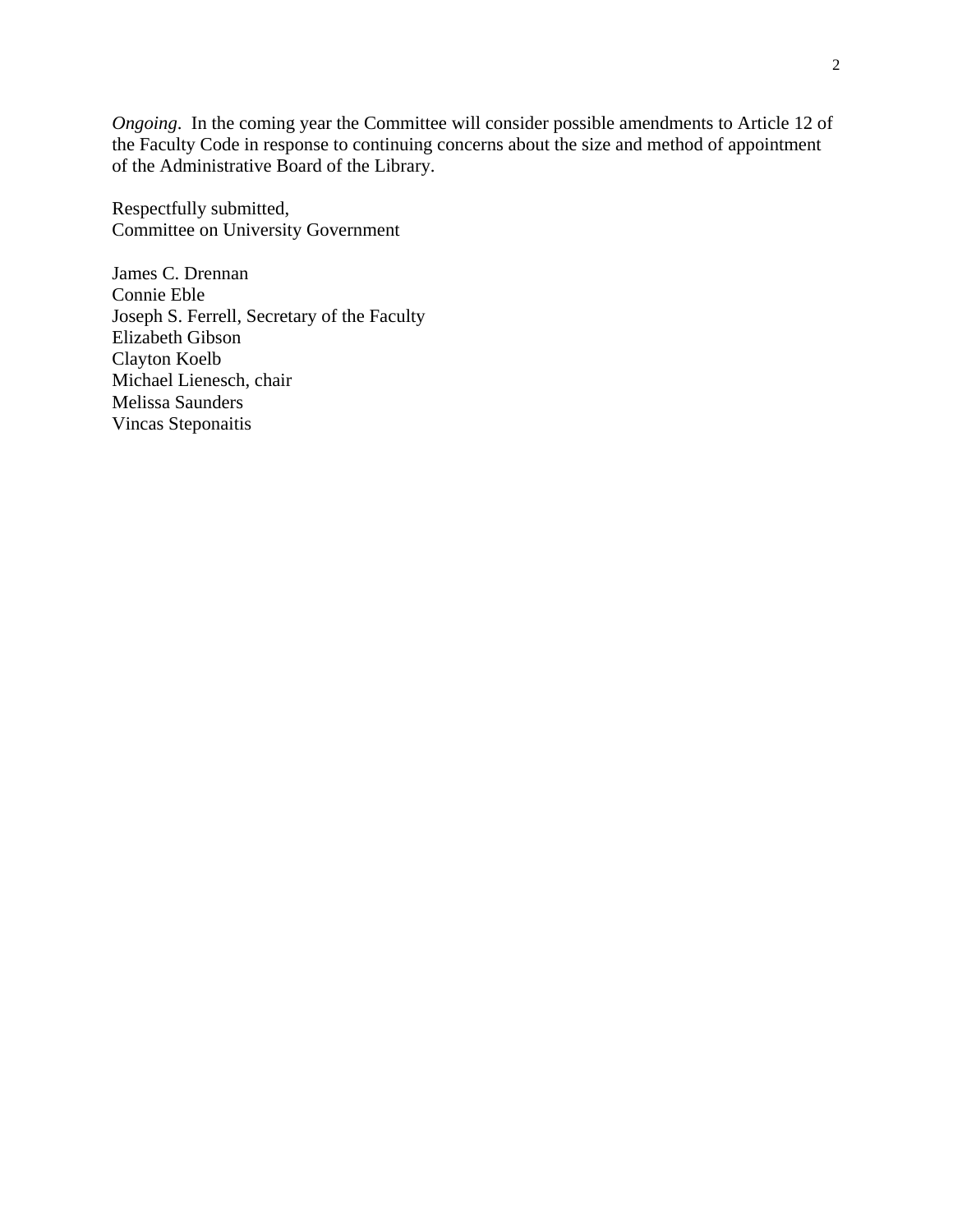*Ongoing*. In the coming year the Committee will consider possible amendments to Article 12 of the Faculty Code in response to continuing concerns about the size and method of appointment of the Administrative Board of the Library.

Respectfully submitted,
Committee on University Government

James C. Drennan
Connie Eble
Joseph S. Ferrell, Secretary of the Faculty
Elizabeth Gibson
Clayton Koelb
Michael Lienesch, chair
Melissa Saunders
Vincas Steponaitis